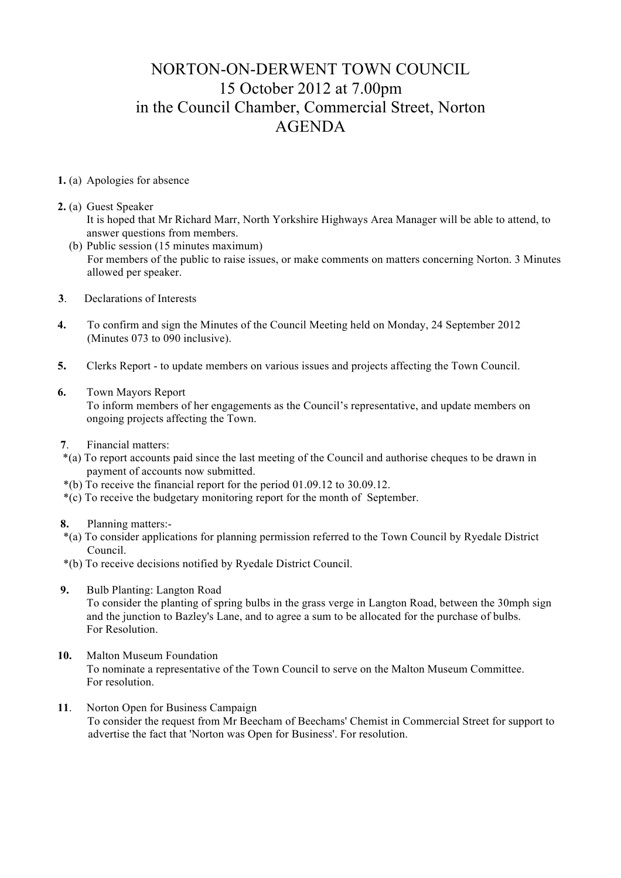# NORTON-ON-DERWENT TOWN COUNCIL
## 15 October 2012 at 7.00pm
## in the Council Chamber, Commercial Street, Norton
## AGENDA

**1.** (a) Apologies for absence

**2.** (a) Guest Speaker
It is hoped that Mr Richard Marr, North Yorkshire Highways Area Manager will be able to attend, to answer questions from members.

(b) Public session (15 minutes maximum)
For members of the public to raise issues, or make comments on matters concerning Norton. 3 Minutes allowed per speaker.

**3**. Declarations of Interests

**4.** To confirm and sign the Minutes of the Council Meeting held on Monday, 24 September 2012 (Minutes 073 to 090 inclusive).

**5.** Clerks Report - to update members on various issues and projects affecting the Town Council.

**6.** Town Mayors Report
To inform members of her engagements as the Council's representative, and update members on ongoing projects affecting the Town.

**7**. Financial matters:

*(a) To report accounts paid since the last meeting of the Council and authorise cheques to be drawn in payment of accounts now submitted.

*(b) To receive the financial report for the period 01.09.12 to 30.09.12.

*(c) To receive the budgetary monitoring report for the month of September.

**8.** Planning matters:-

*(a) To consider applications for planning permission referred to the Town Council by Ryedale District Council.

*(b) To receive decisions notified by Ryedale District Council.

**9.** Bulb Planting: Langton Road
To consider the planting of spring bulbs in the grass verge in Langton Road, between the 30mph sign and the junction to Bazley's Lane, and to agree a sum to be allocated for the purchase of bulbs.
For Resolution.

**10.** Malton Museum Foundation
To nominate a representative of the Town Council to serve on the Malton Museum Committee.
For resolution.

**11**. Norton Open for Business Campaign
To consider the request from Mr Beecham of Beechams' Chemist in Commercial Street for support to advertise the fact that 'Norton was Open for Business'. For resolution.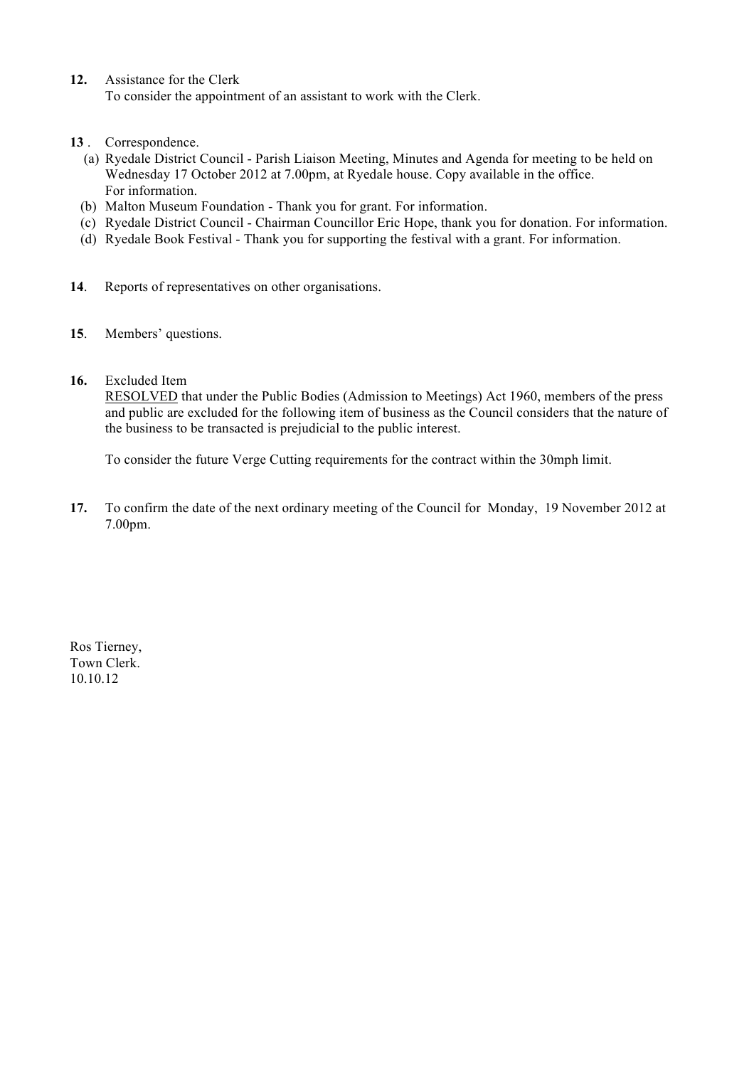**12.** Assistance for the Clerk
To consider the appointment of an assistant to work with the Clerk.

**13** . Correspondence.

(a) Ryedale District Council - Parish Liaison Meeting, Minutes and Agenda for meeting to be held on Wednesday 17 October 2012 at 7.00pm, at Ryedale house. Copy available in the office. For information.
(b) Malton Museum Foundation - Thank you for grant. For information.
(c) Ryedale District Council - Chairman Councillor Eric Hope, thank you for donation. For information.
(d) Ryedale Book Festival - Thank you for supporting the festival with a grant. For information.

**14**. Reports of representatives on other organisations.

**15**. Members' questions.

**16.** Excluded Item
RESOLVED that under the Public Bodies (Admission to Meetings) Act 1960, members of the press and public are excluded for the following item of business as the Council considers that the nature of the business to be transacted is prejudicial to the public interest.

To consider the future Verge Cutting requirements for the contract within the 30mph limit.

**17.** To confirm the date of the next ordinary meeting of the Council for Monday, 19 November 2012 at 7.00pm.

Ros Tierney,
Town Clerk.
10.10.12